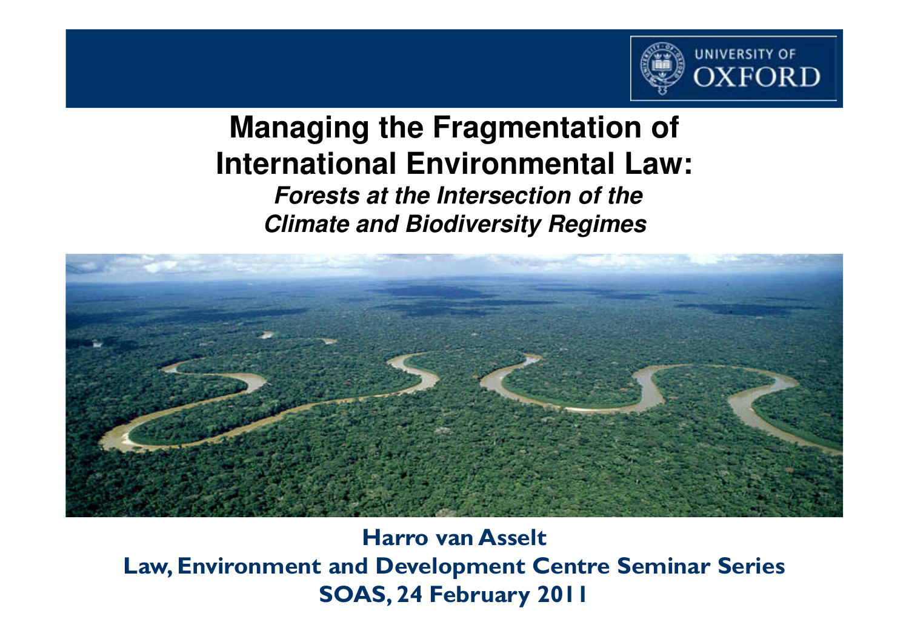# Managing the Fragmentation of International Environmental Law:

***Forests at the Intersection of the Climate and Biodiversity Regimes***

**Harro van Asselt**

**Law, Environment and Development Centre Seminar Series**

**SOAS, 24 February 2011**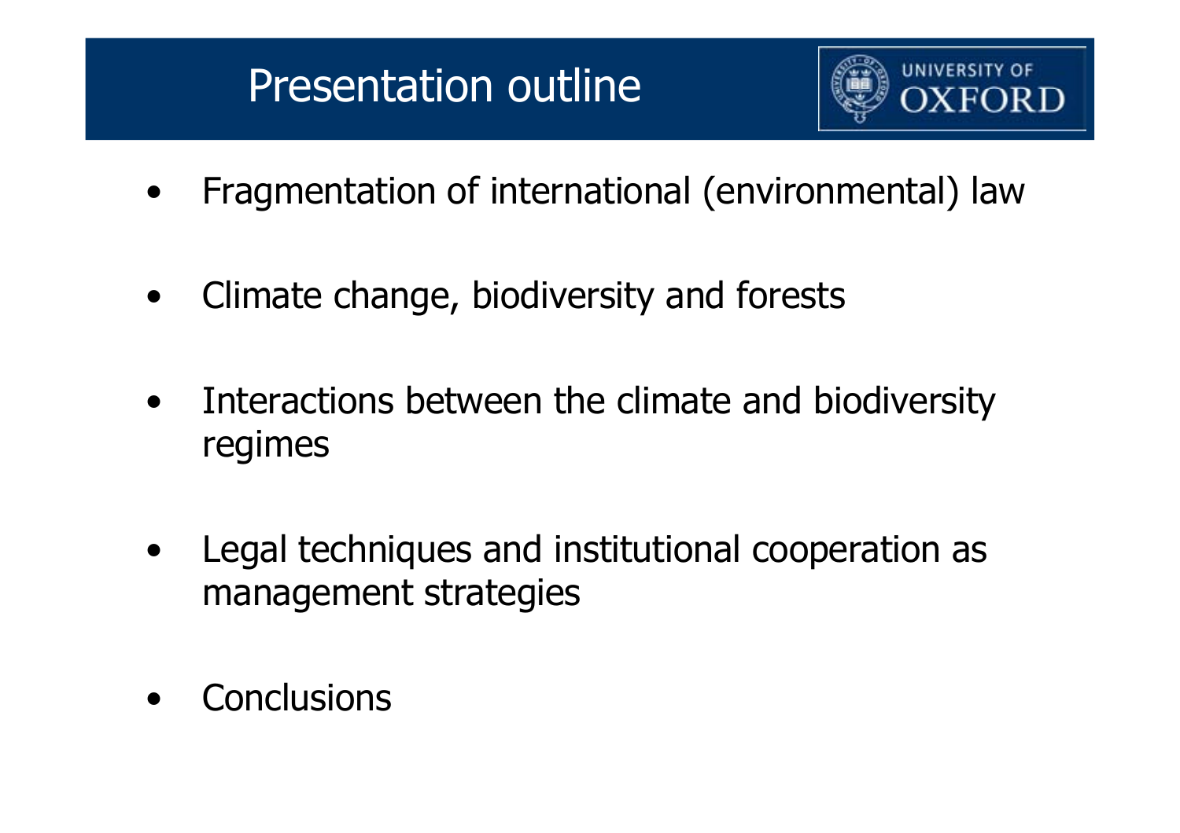# Presentation outline

- Fragmentation of international (environmental) law
- Climate change, biodiversity and forests
- Interactions between the climate and biodiversity regimes
- Legal techniques and institutional cooperation as management strategies
- Conclusions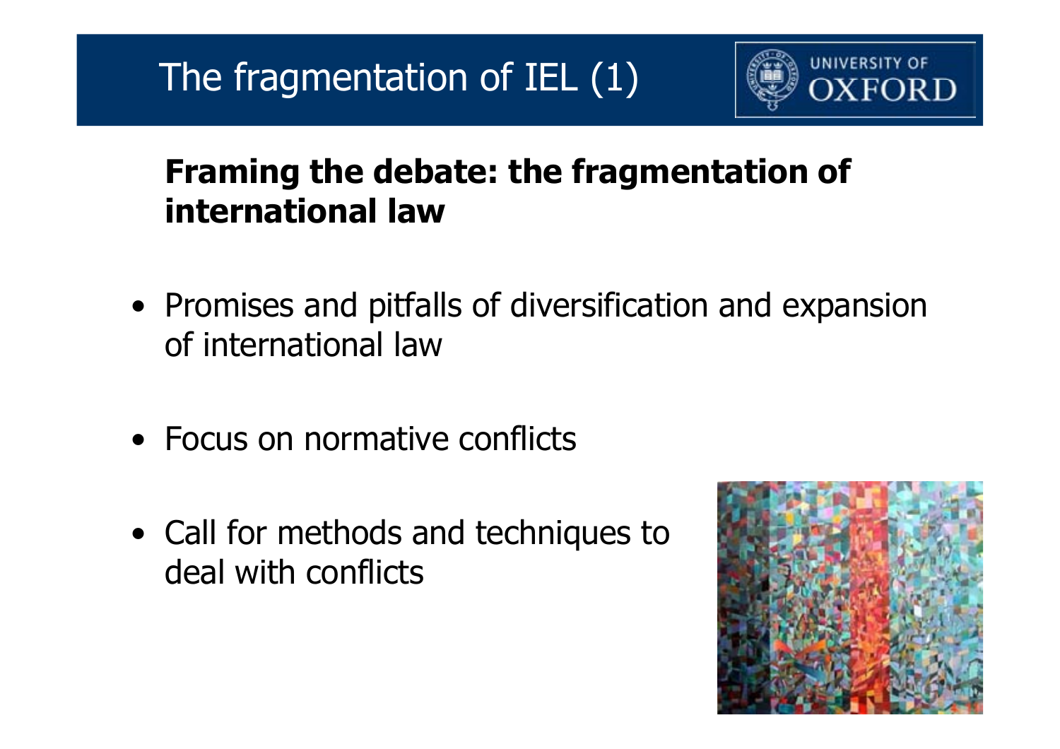# The fragmentation of IEL (1)

**Framing the debate: the fragmentation of international law**

- Promises and pitfalls of diversification and expansion of international law
- Focus on normative conflicts
- Call for methods and techniques to deal with conflicts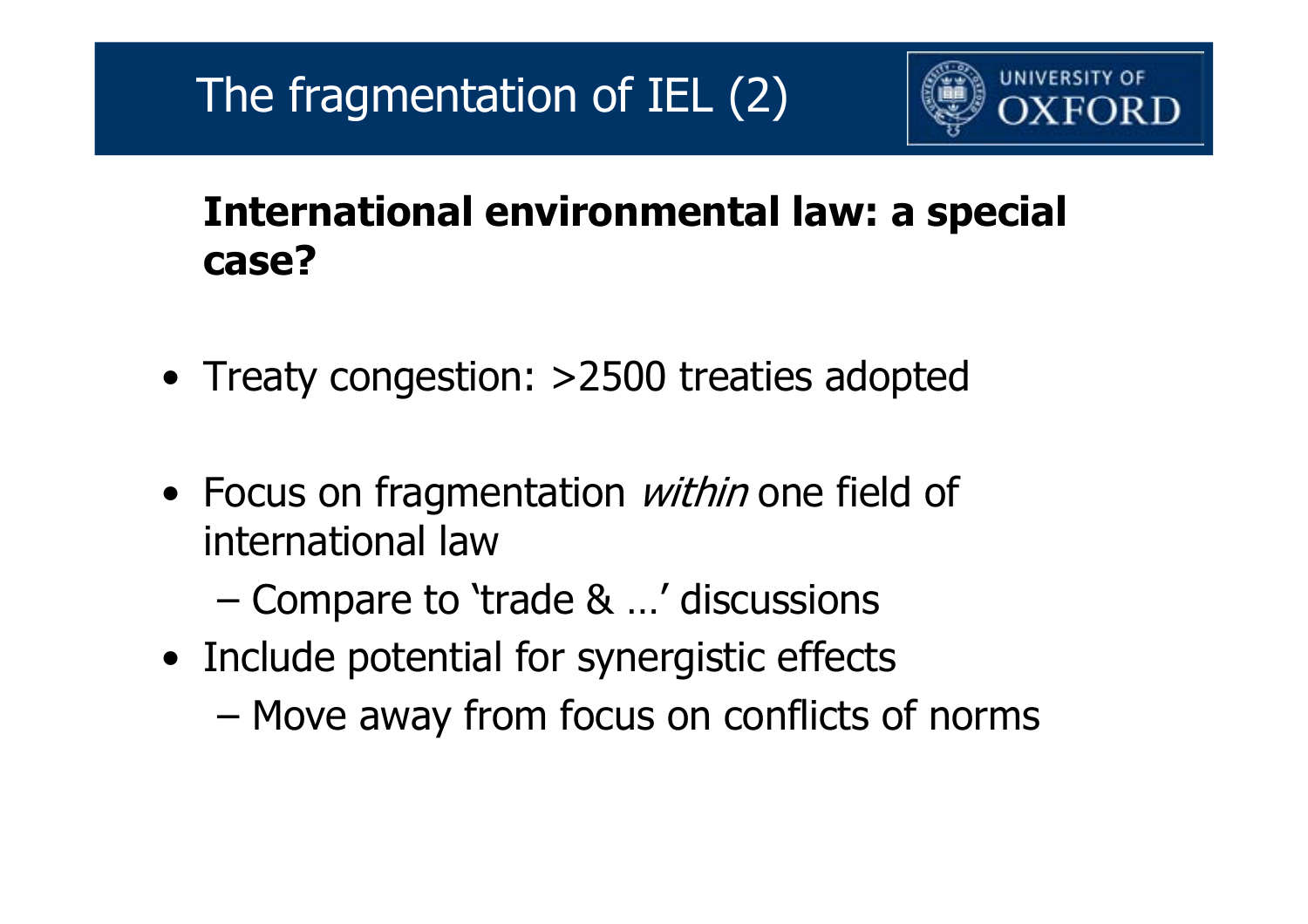# The fragmentation of IEL (2)

**International environmental law: a special case?**

- Treaty congestion: >2500 treaties adopted
- Focus on fragmentation *within* one field of international law
  - Compare to 'trade & …' discussions
- Include potential for synergistic effects
  - Move away from focus on conflicts of norms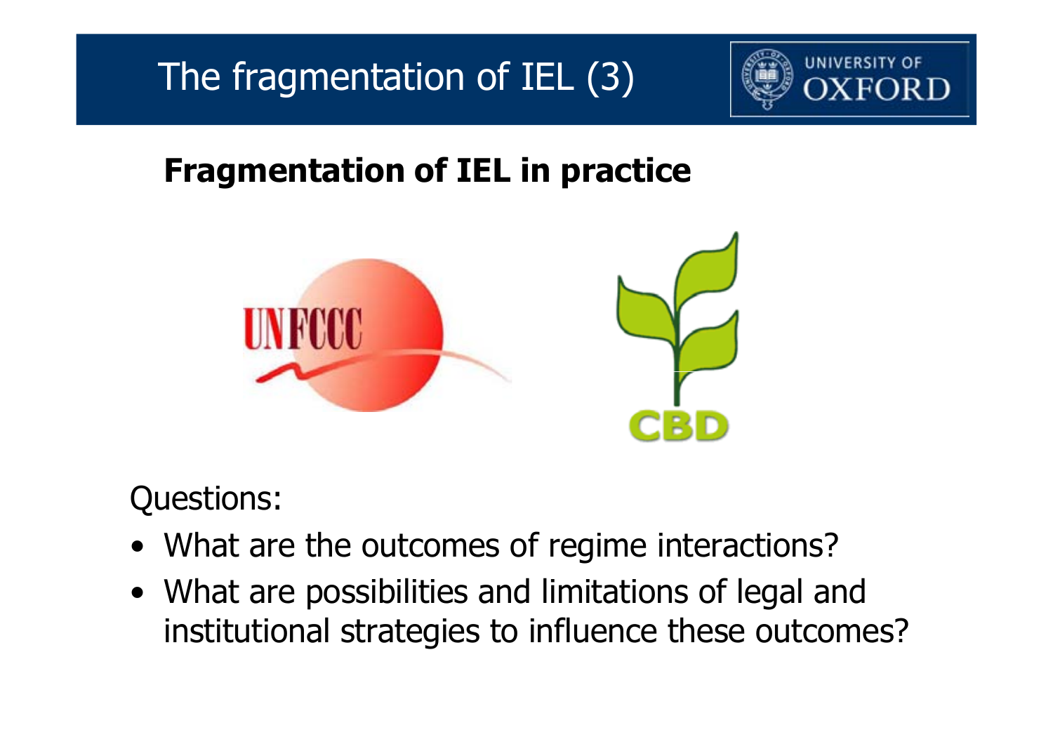# The fragmentation of IEL (3)

## Fragmentation of IEL in practice

UNFCCC

CBD

Questions:

- What are the outcomes of regime interactions?
- What are possibilities and limitations of legal and institutional strategies to influence these outcomes?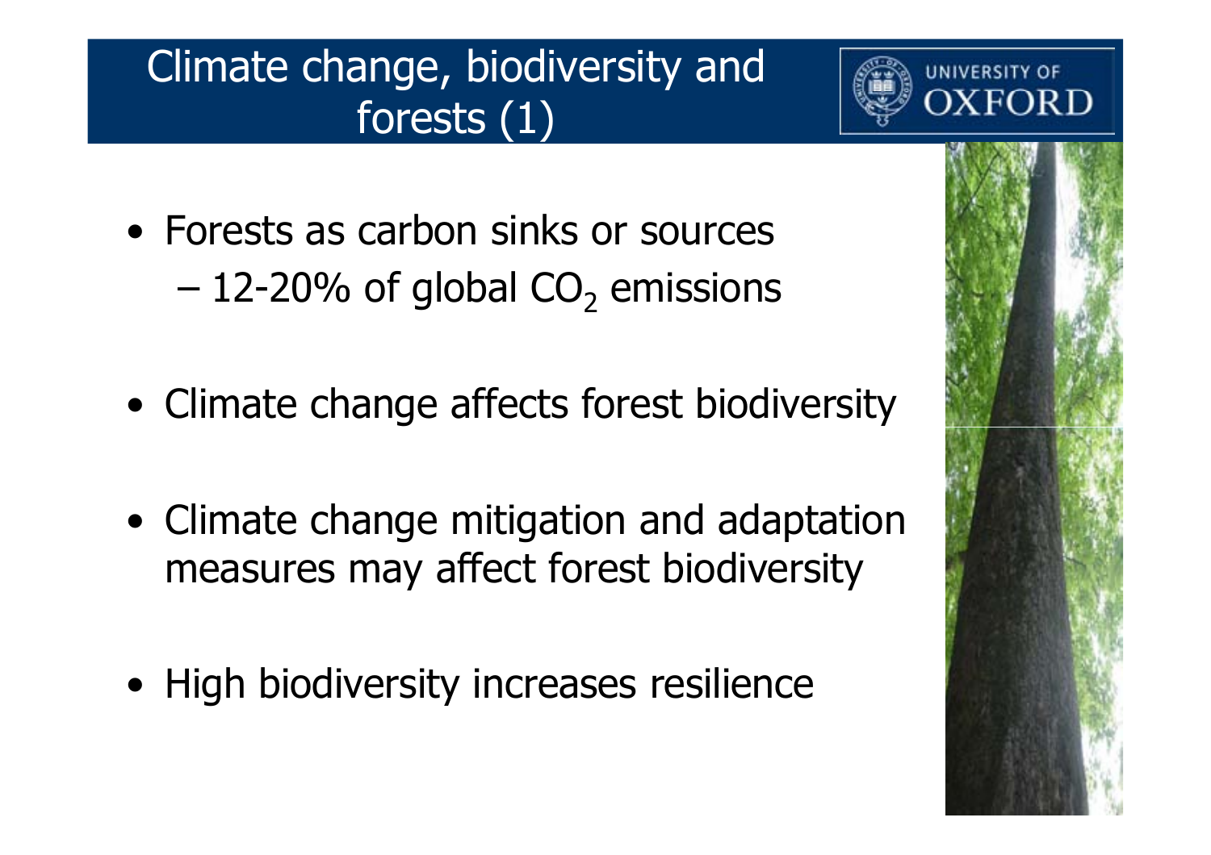# Climate change, biodiversity and forests (1)

- Forests as carbon sinks or sources
  - 12-20% of global $CO_2$ emissions

- Climate change affects forest biodiversity

- Climate change mitigation and adaptation measures may affect forest biodiversity

- High biodiversity increases resilience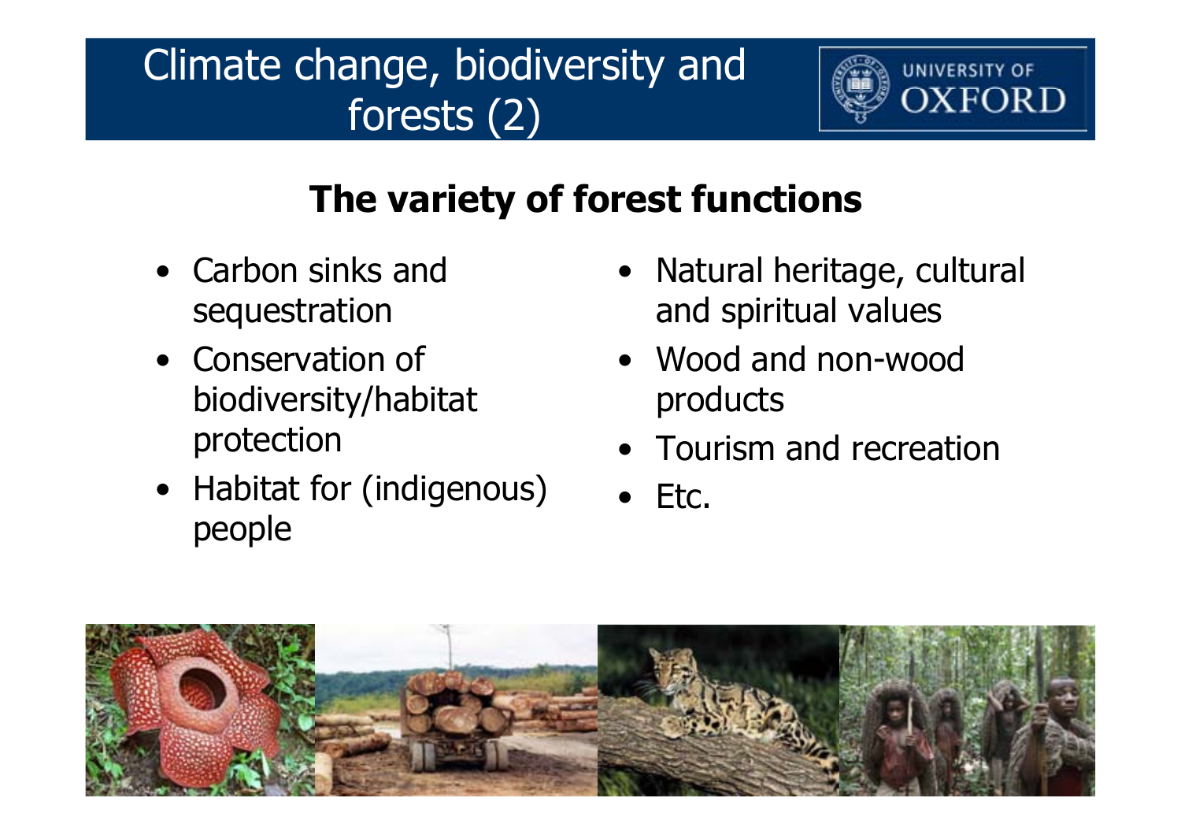# Climate change, biodiversity and forests (2)

## The variety of forest functions

- Carbon sinks and sequestration
- Conservation of biodiversity/habitat protection
- Habitat for (indigenous) people
- Natural heritage, cultural and spiritual values
- Wood and non-wood products
- Tourism and recreation
- Etc.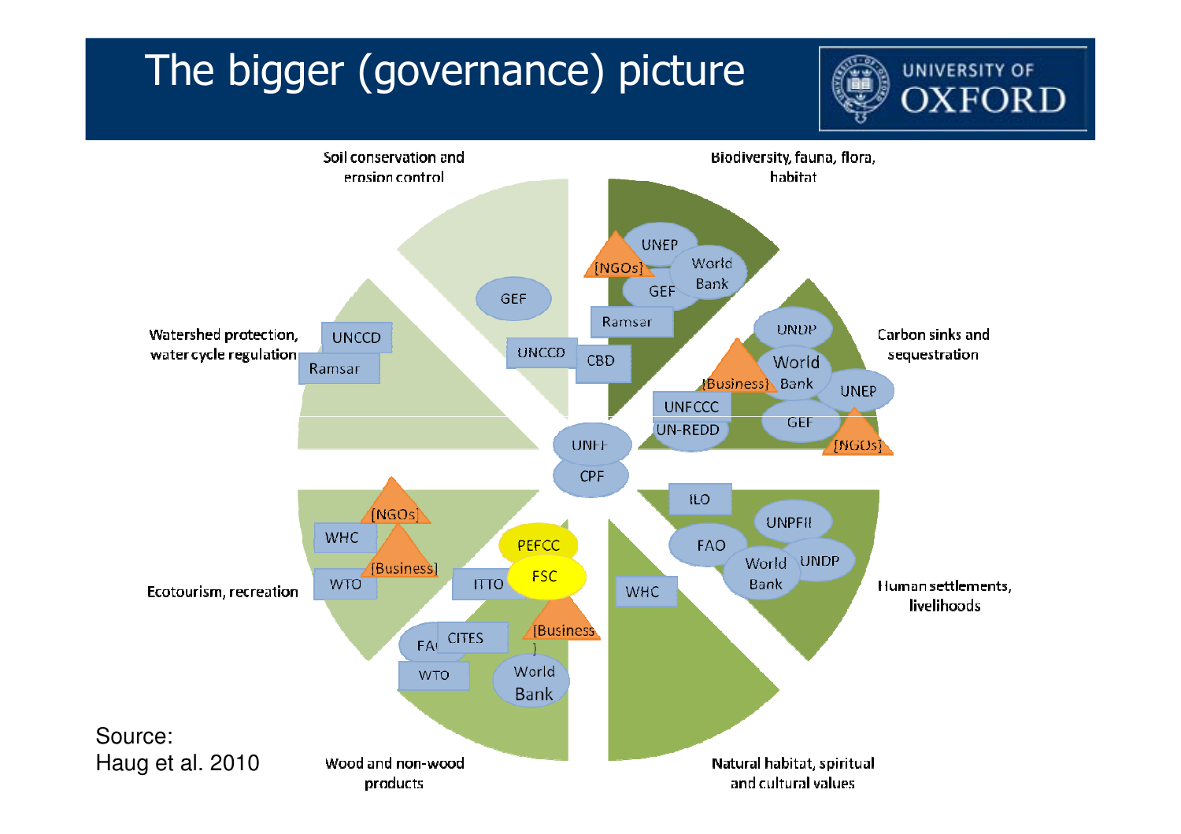# The bigger (governance) picture

UNIVERSITY OF OXFORD

Soil conservation and erosion control

Biodiversity, fauna, flora, habitat

Watershed protection, water cycle regulation

Carbon sinks and sequestration

Ecotourism, recreation

Human settlements, livelihoods

Wood and non-wood products

Natural habitat, spiritual and cultural values

GEF

UNCCD

CBD

UNEP

[NGOs]

World Bank

GEF

Ramsar

UNCCD

Ramsar

UNDP

World Bank

[Business]

UNEP

UNFCCC

UN-REDD

GEF

[NGOs]

UNFF

CPF

ILO

UNPFII

FAO

World Bank

UNDP

WHC

[NGOs]

WHC

[Business]

WTO

PEFCC

FSC

ITTO

[Business]

FAO

CITES

WTO

World Bank

Source:
Haug et al. 2010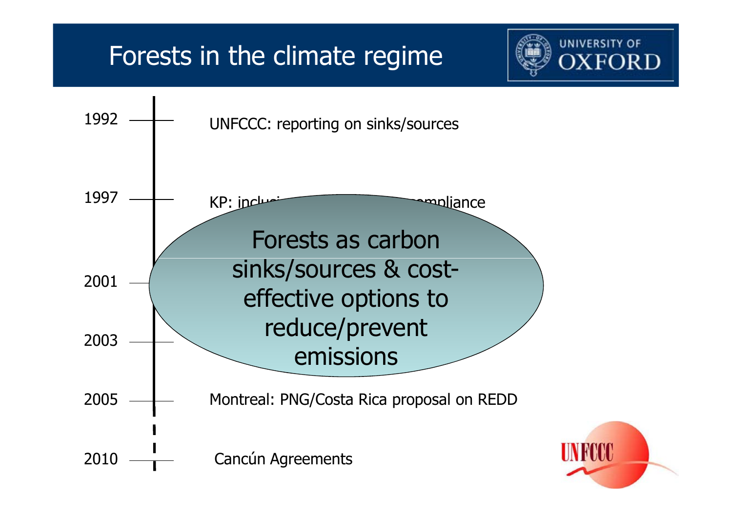# Forests in the climate regime

1992 — UNFCCC: reporting on sinks/sources

1997 — KP: inclusi... compliance

2001

2003

2005 — Montreal: PNG/Costa Rica proposal on REDD

2010 — Cancún Agreements

Forests as carbon sinks/sources & cost-effective options to reduce/prevent emissions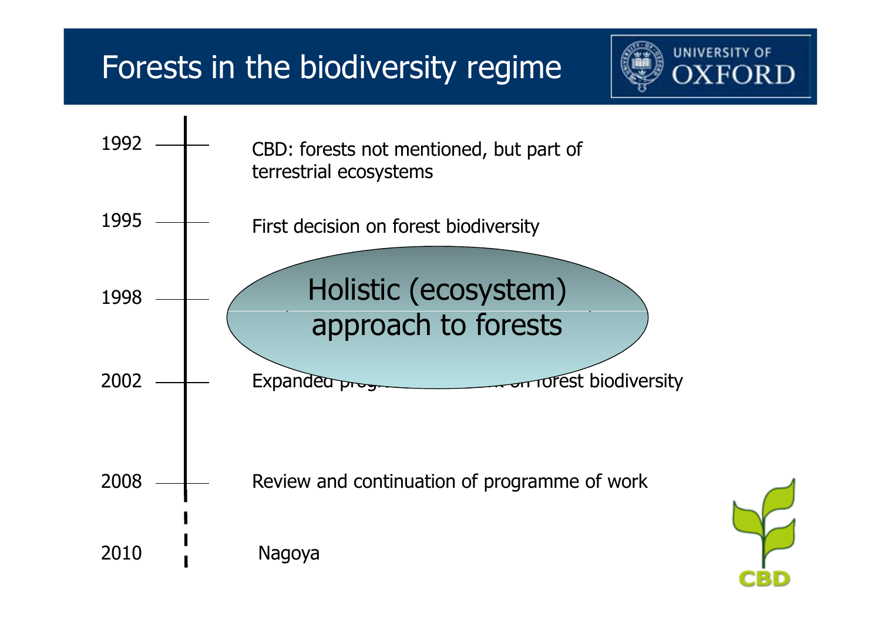# Forests in the biodiversity regime

- **1992** — CBD: forests not mentioned, but part of terrestrial ecosystems
- **1995** — First decision on forest biodiversity
- **1998** — Holistic (ecosystem) approach to forests
- **2002** — Expanded progr... on forest biodiversity
- **2008** — Review and continuation of programme of work
- **2010** — Nagoya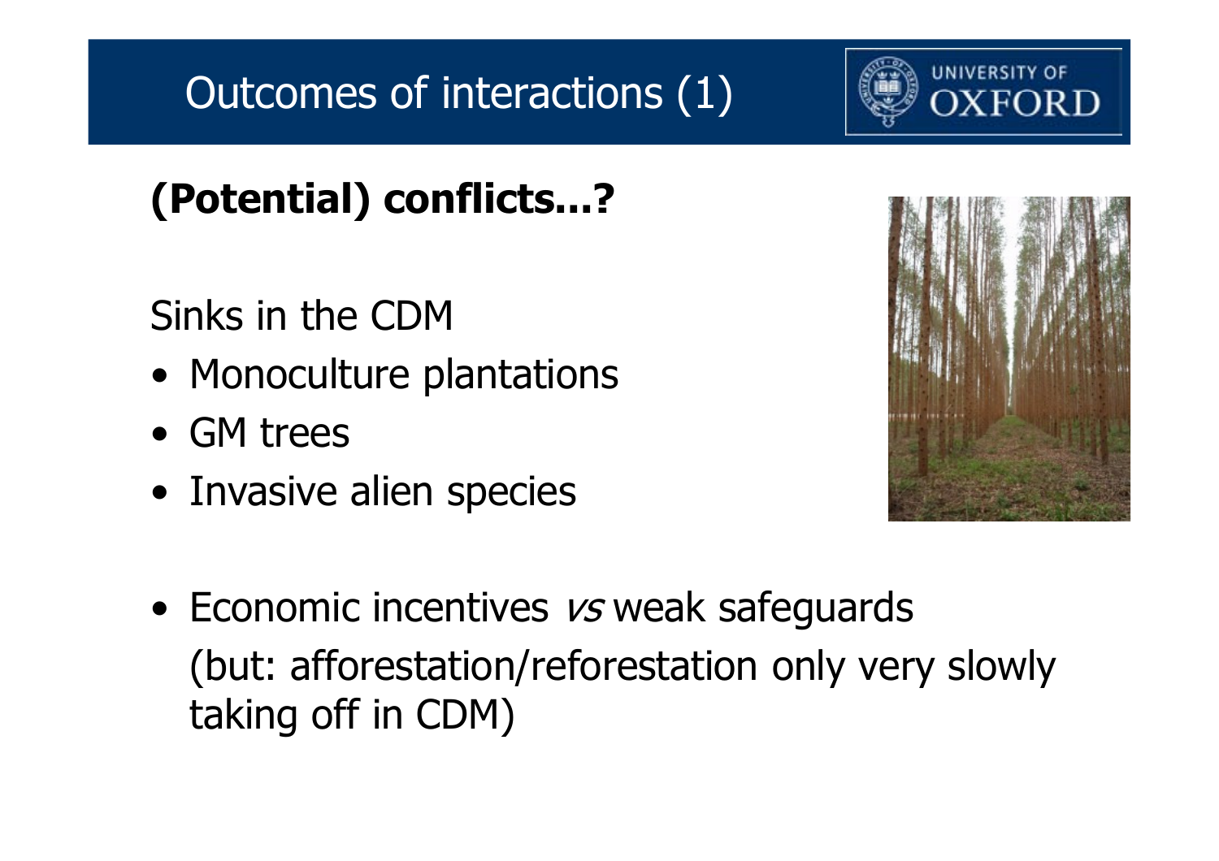# Outcomes of interactions (1)

**(Potential) conflicts…?**

Sinks in the CDM

- Monoculture plantations
- GM trees
- Invasive alien species

- Economic incentives *vs* weak safeguards (but: afforestation/reforestation only very slowly taking off in CDM)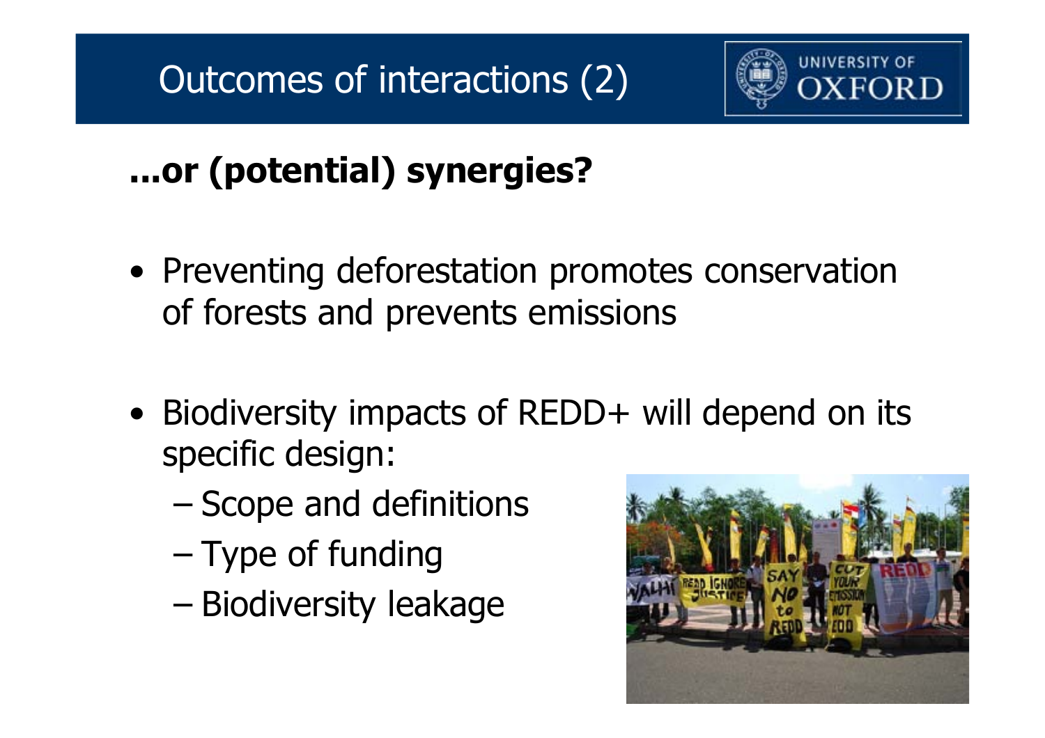# Outcomes of interactions (2)

**...or (potential) synergies?**

- Preventing deforestation promotes conservation of forests and prevents emissions
- Biodiversity impacts of REDD+ will depend on its specific design:
  - Scope and definitions
  - Type of funding
  - Biodiversity leakage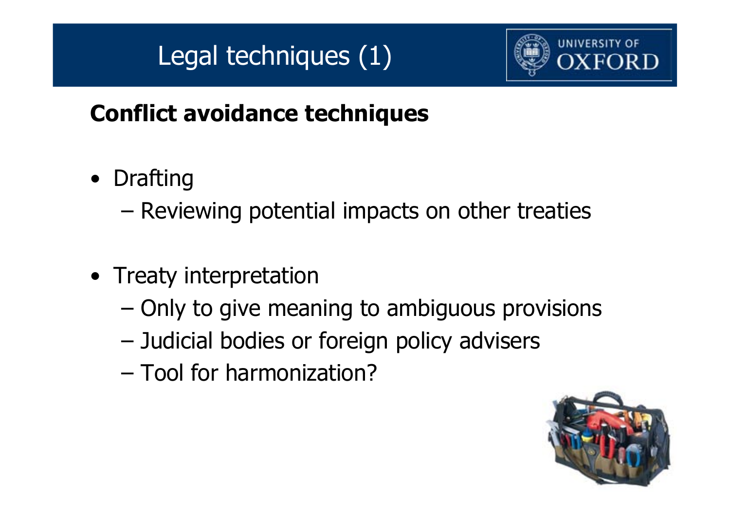# Legal techniques (1)

**Conflict avoidance techniques**

- Drafting
  - Reviewing potential impacts on other treaties
- Treaty interpretation
  - Only to give meaning to ambiguous provisions
  - Judicial bodies or foreign policy advisers
  - Tool for harmonization?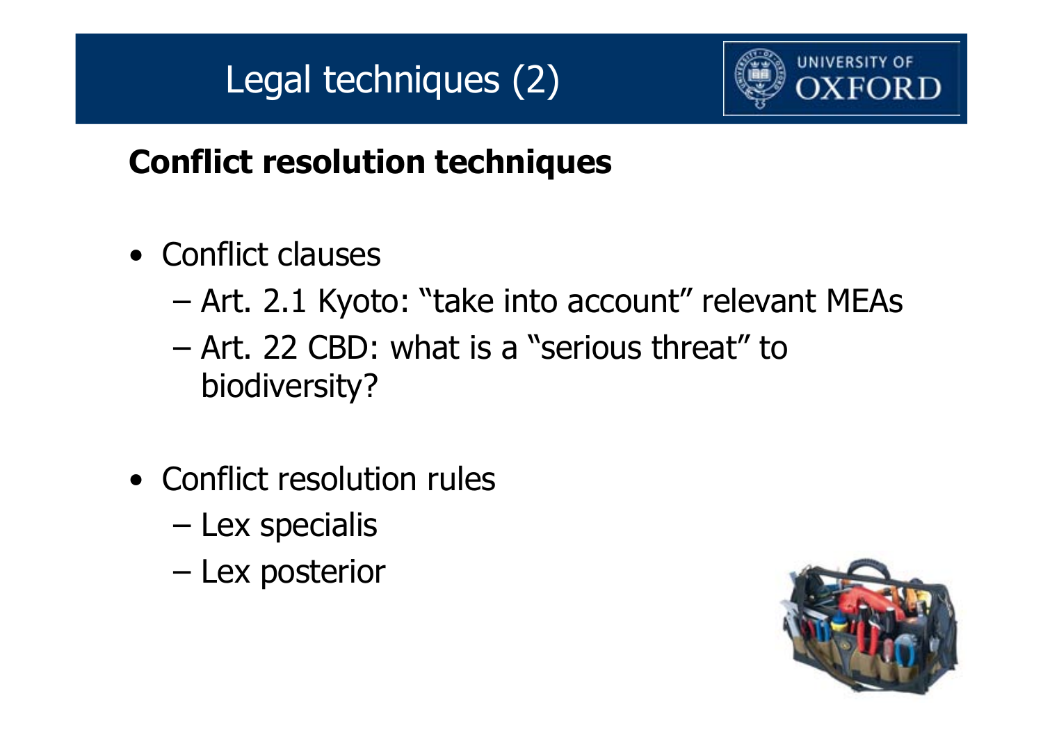# Legal techniques (2)

**Conflict resolution techniques**

- Conflict clauses
  - Art. 2.1 Kyoto: "take into account" relevant MEAs
  - Art. 22 CBD: what is a "serious threat" to biodiversity?

- Conflict resolution rules
  - Lex specialis
  - Lex posterior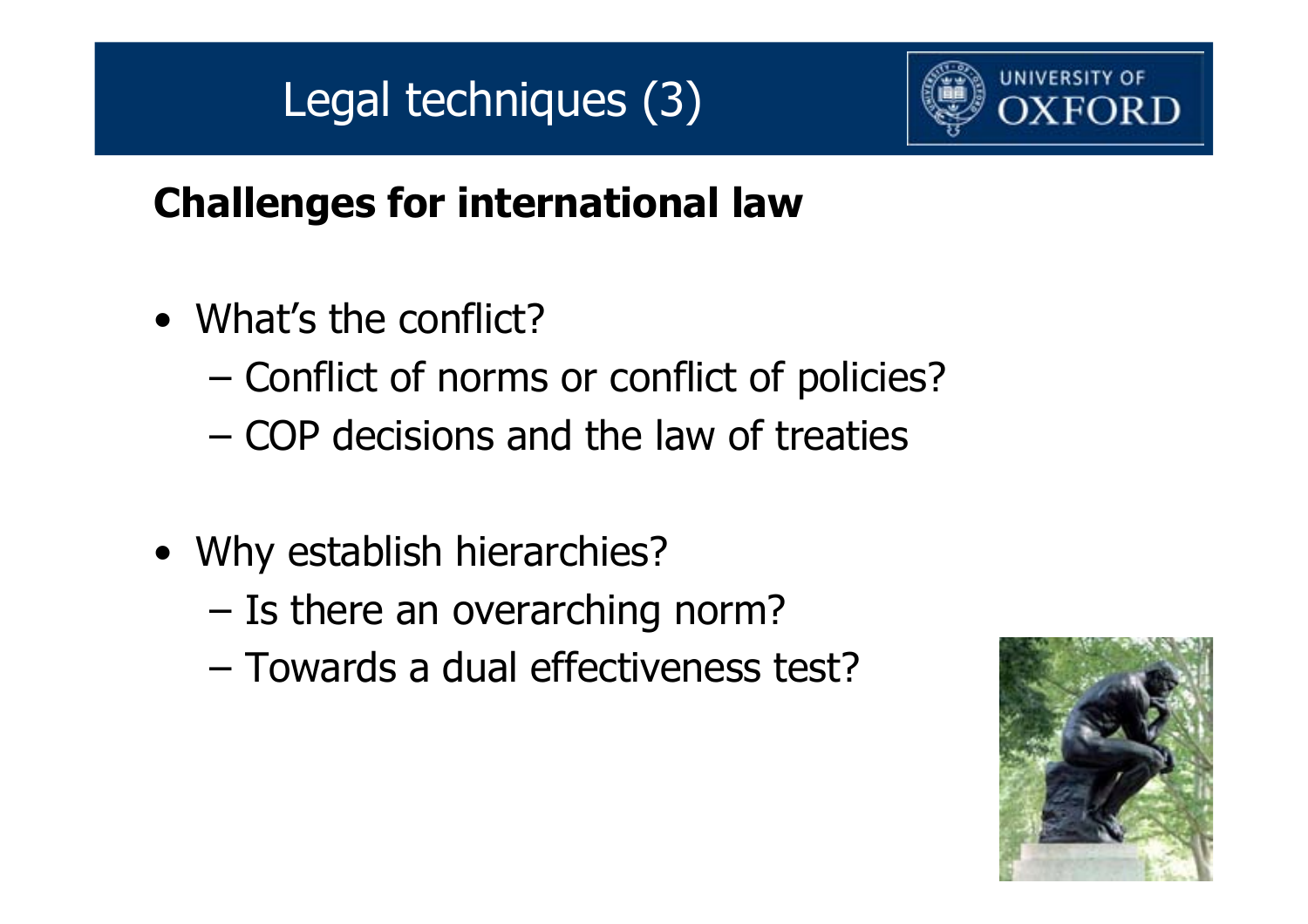# Legal techniques (3)

## Challenges for international law

- What's the conflict?
  - Conflict of norms or conflict of policies?
  - COP decisions and the law of treaties
- Why establish hierarchies?
  - Is there an overarching norm?
  - Towards a dual effectiveness test?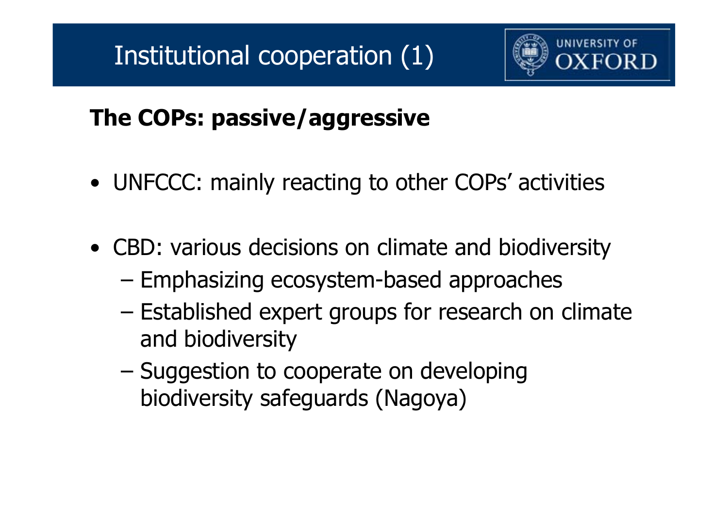# Institutional cooperation (1)

**The COPs: passive/aggressive**

- UNFCCC: mainly reacting to other COPs' activities
- CBD: various decisions on climate and biodiversity
  - Emphasizing ecosystem-based approaches
  - Established expert groups for research on climate and biodiversity
  - Suggestion to cooperate on developing biodiversity safeguards (Nagoya)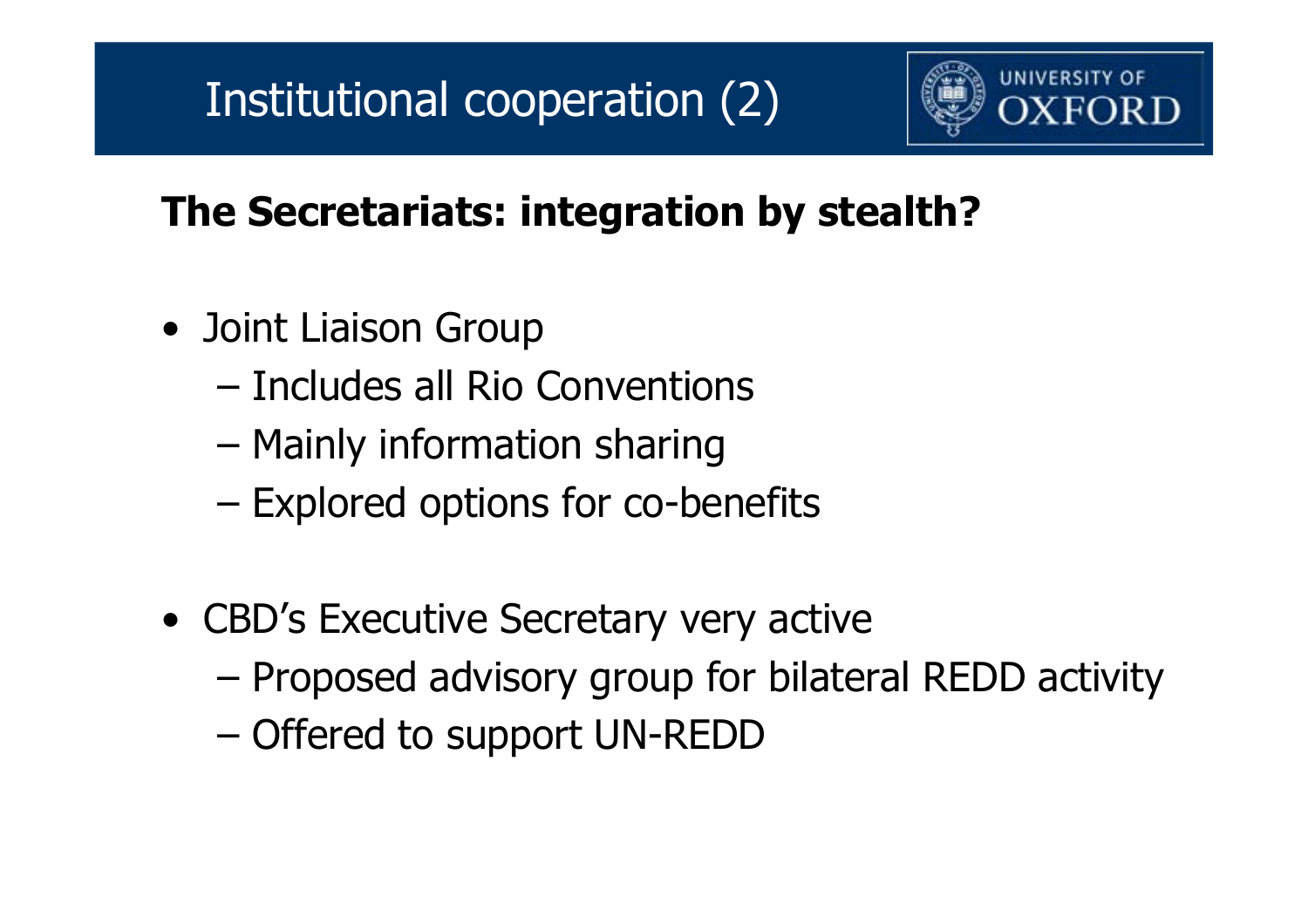# Institutional cooperation (2)

**The Secretariats: integration by stealth?**

- Joint Liaison Group
  - Includes all Rio Conventions
  - Mainly information sharing
  - Explored options for co-benefits
- CBD's Executive Secretary very active
  - Proposed advisory group for bilateral REDD activity
  - Offered to support UN-REDD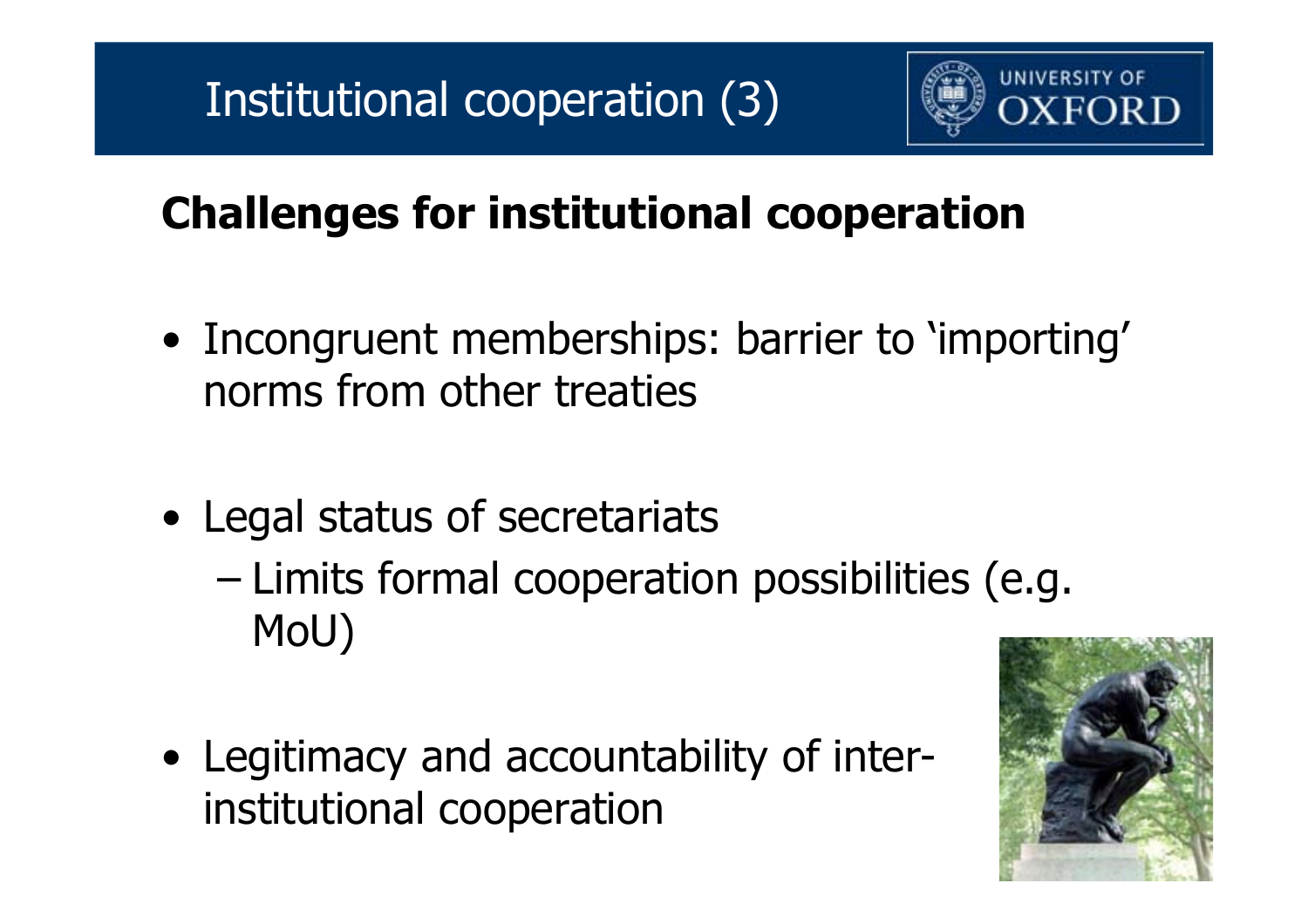# Institutional cooperation (3)

## Challenges for institutional cooperation

- Incongruent memberships: barrier to 'importing' norms from other treaties
- Legal status of secretariats
  - Limits formal cooperation possibilities (e.g. MoU)
- Legitimacy and accountability of inter-institutional cooperation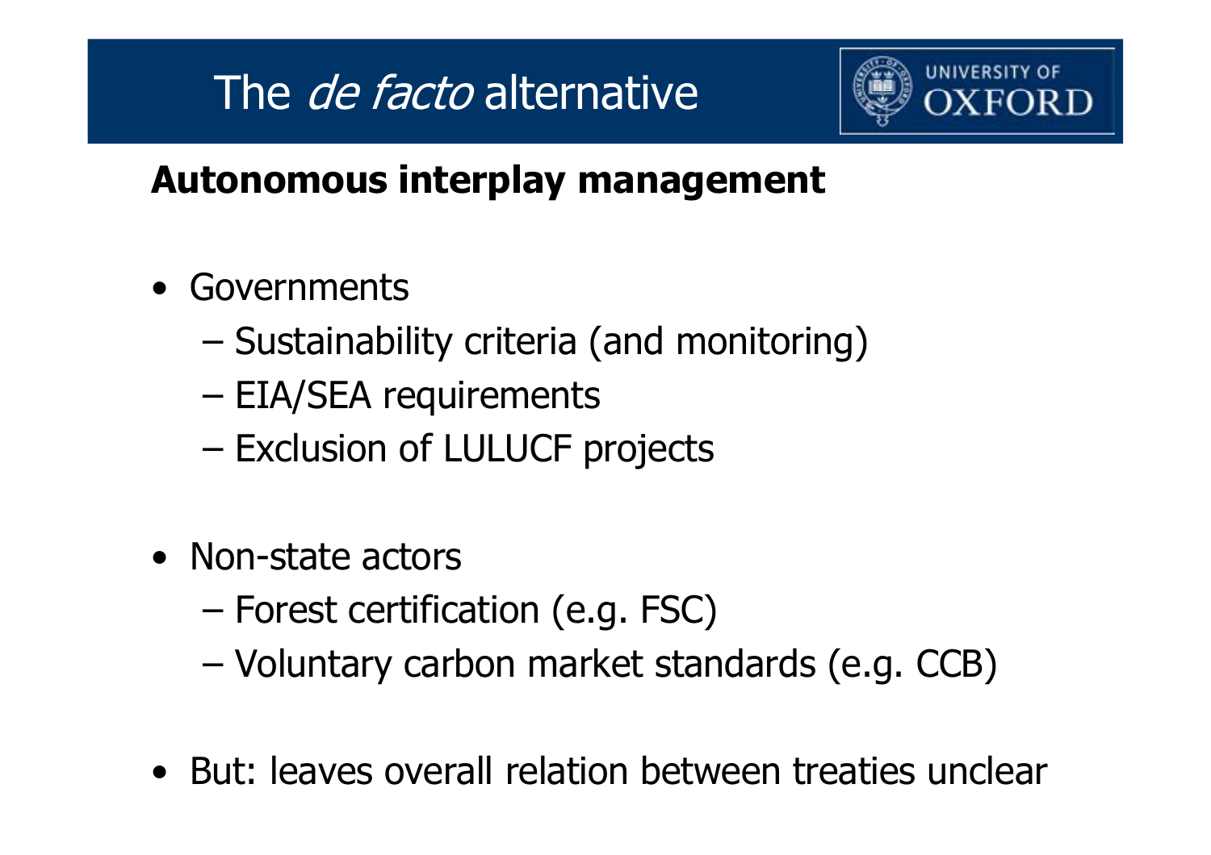# The *de facto* alternative

**Autonomous interplay management**

- Governments
  - Sustainability criteria (and monitoring)
  - EIA/SEA requirements
  - Exclusion of LULUCF projects
- Non-state actors
  - Forest certification (e.g. FSC)
  - Voluntary carbon market standards (e.g. CCB)
- But: leaves overall relation between treaties unclear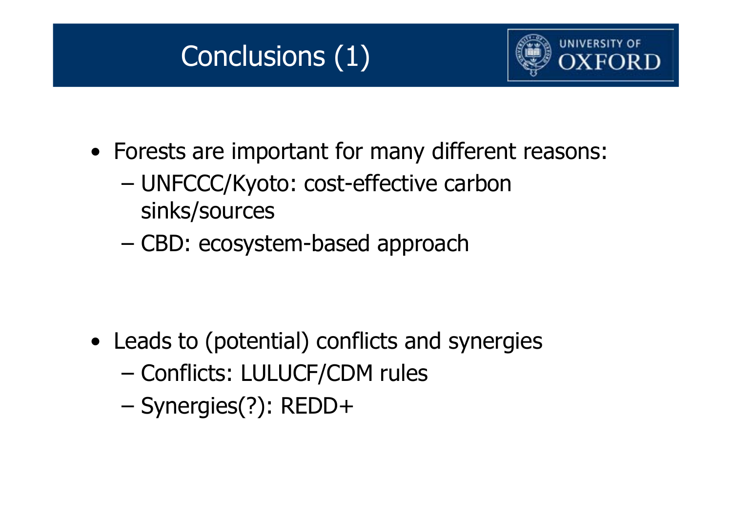# Conclusions (1)

- Forests are important for many different reasons:
  - UNFCCC/Kyoto: cost-effective carbon sinks/sources
  - CBD: ecosystem-based approach

- Leads to (potential) conflicts and synergies
  - Conflicts: LULUCF/CDM rules
  - Synergies(?): REDD+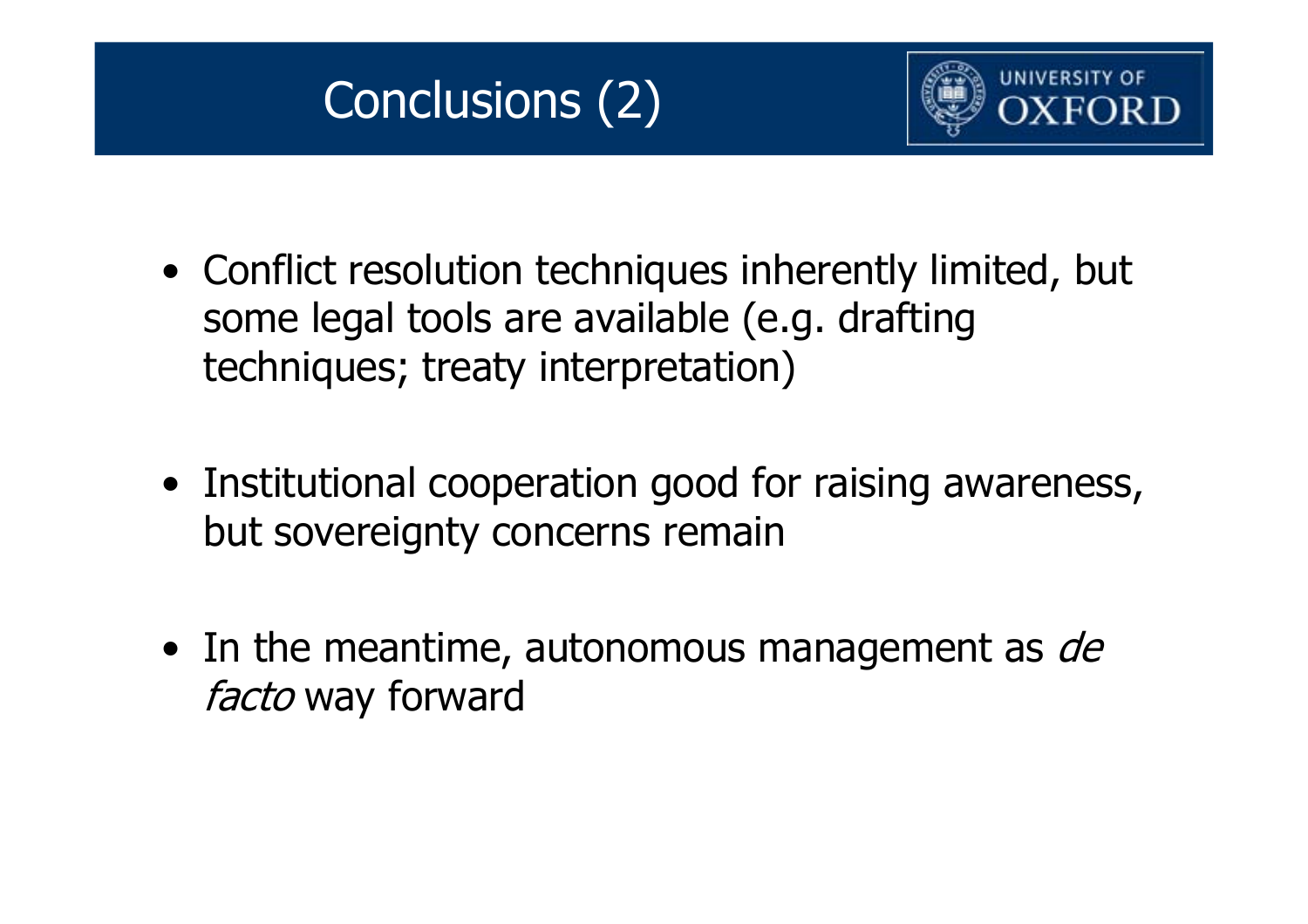# Conclusions (2)

- Conflict resolution techniques inherently limited, but some legal tools are available (e.g. drafting techniques; treaty interpretation)
- Institutional cooperation good for raising awareness, but sovereignty concerns remain
- In the meantime, autonomous management as *de facto* way forward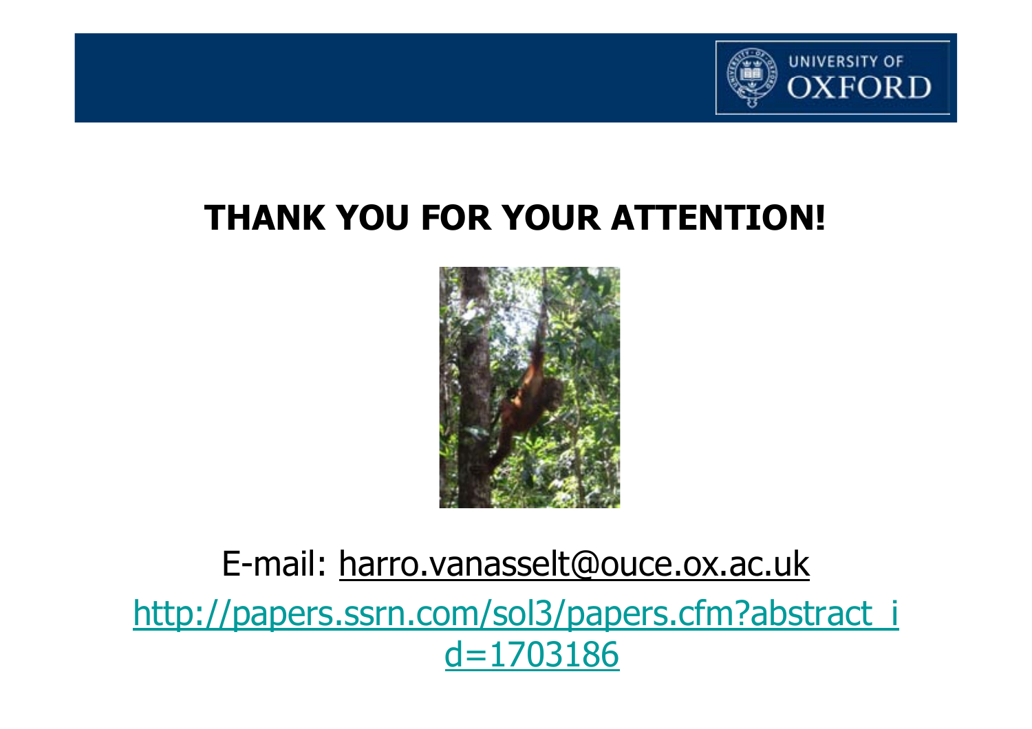## THANK YOU FOR YOUR ATTENTION!

E-mail: harro.vanasselt@ouce.ox.ac.uk

http://papers.ssrn.com/sol3/papers.cfm?abstract_id=1703186